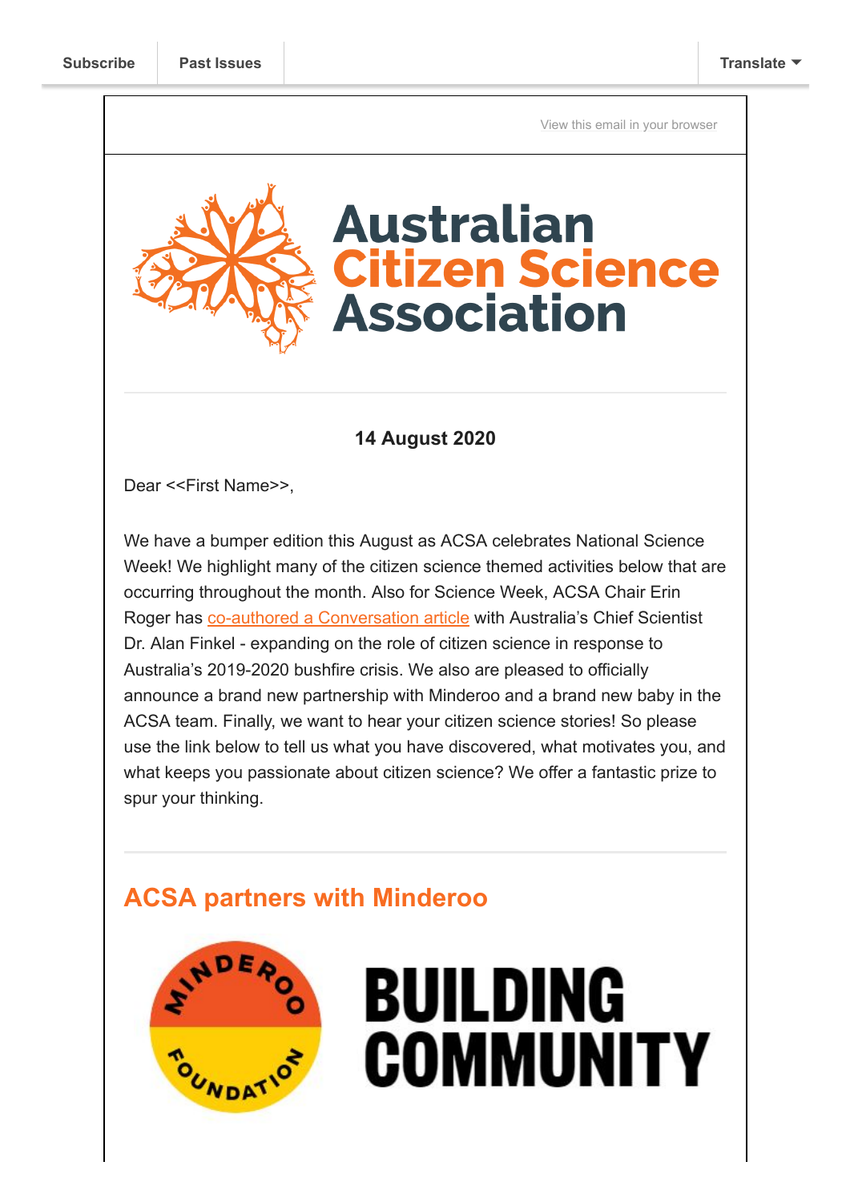Subscribe | Past Issues | Translate

View this email in your browser

# Australian Citizen Science Association

**14 August 2020**

Dear <<First Name>>,

We have a bumper edition this August as ACSA celebrates National Science Week! We highlight many of the citizen science themed activities below that are occurring throughout the month. Also for Science Week, ACSA Chair Erin Roger has co-authored a Conversation article with Australia's Chief Scientist Dr. Alan Finkel - expanding on the role of citizen science in response to Australia's 2019-2020 bushfire crisis. We also are pleased to officially announce a brand new partnership with Minderoo and a brand new baby in the ACSA team. Finally, we want to hear your citizen science stories! So please use the link below to tell us what you have discovered, what motivates you, and what keeps you passionate about citizen science? We offer a fantastic prize to spur your thinking.

## ACSA partners with Minderoo

MINDEROO FOUNDATION

BUILDING COMMUNITY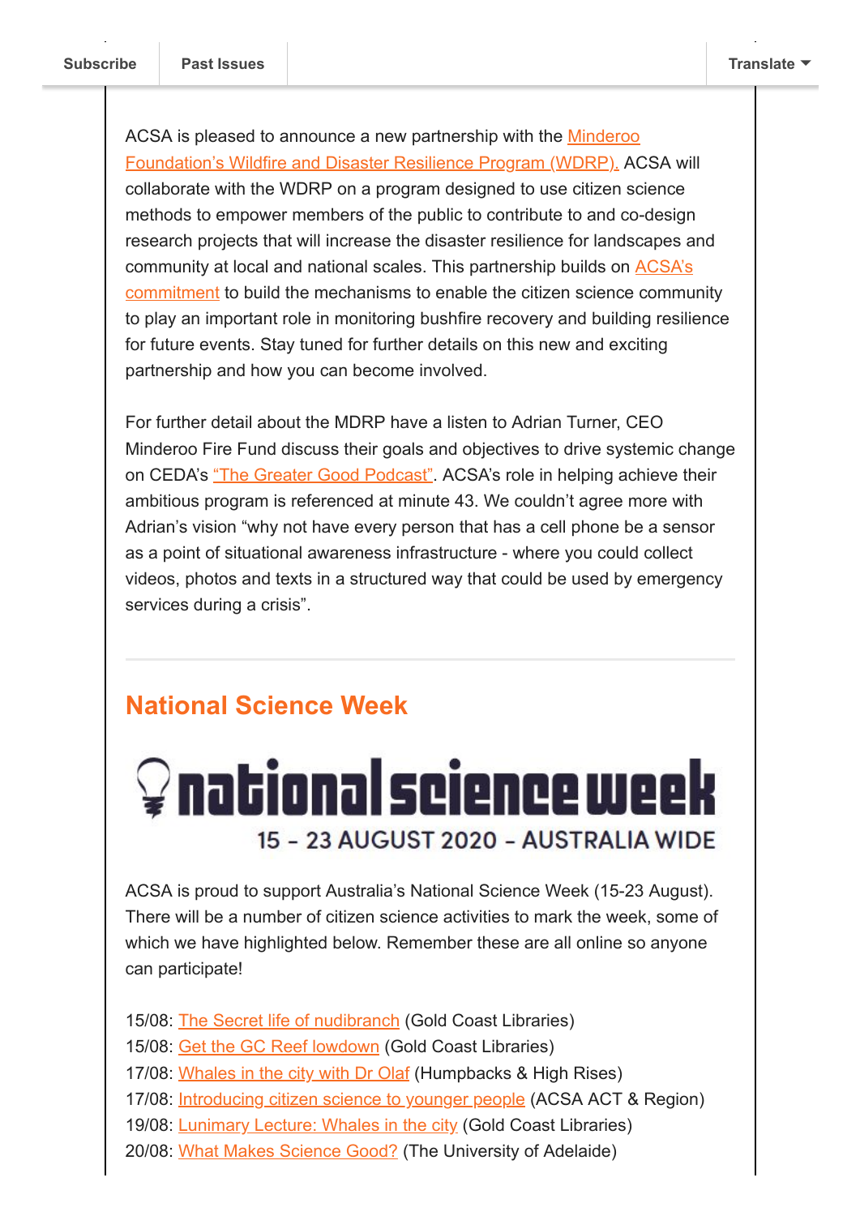ACSA is pleased to announce a new partnership with the Minderoo Foundation's Wildfire and Disaster Resilience Program (WDRP). ACSA will collaborate with the WDRP on a program designed to use citizen science methods to empower members of the public to contribute to and co-design research projects that will increase the disaster resilience for landscapes and community at local and national scales. This partnership builds on ACSA's commitment to build the mechanisms to enable the citizen science community to play an important role in monitoring bushfire recovery and building resilience for future events. Stay tuned for further details on this new and exciting partnership and how you can become involved.

For further detail about the MDRP have a listen to Adrian Turner, CEO Minderoo Fire Fund discuss their goals and objectives to drive systemic change on CEDA's "The Greater Good Podcast". ACSA's role in helping achieve their ambitious program is referenced at minute 43. We couldn't agree more with Adrian's vision "why not have every person that has a cell phone be a sensor as a point of situational awareness infrastructure - where you could collect videos, photos and texts in a structured way that could be used by emergency services during a crisis".

---

## National Science Week

national science week

15 – 23 AUGUST 2020 – AUSTRALIA WIDE

ACSA is proud to support Australia's National Science Week (15-23 August). There will be a number of citizen science activities to mark the week, some of which we have highlighted below. Remember these are all online so anyone can participate!

15/08: The Secret life of nudibranch (Gold Coast Libraries)
15/08: Get the GC Reef lowdown (Gold Coast Libraries)
17/08: Whales in the city with Dr Olaf (Humpbacks & High Rises)
17/08: Introducing citizen science to younger people (ACSA ACT & Region)
19/08: Lunimary Lecture: Whales in the city (Gold Coast Libraries)
20/08: What Makes Science Good? (The University of Adelaide)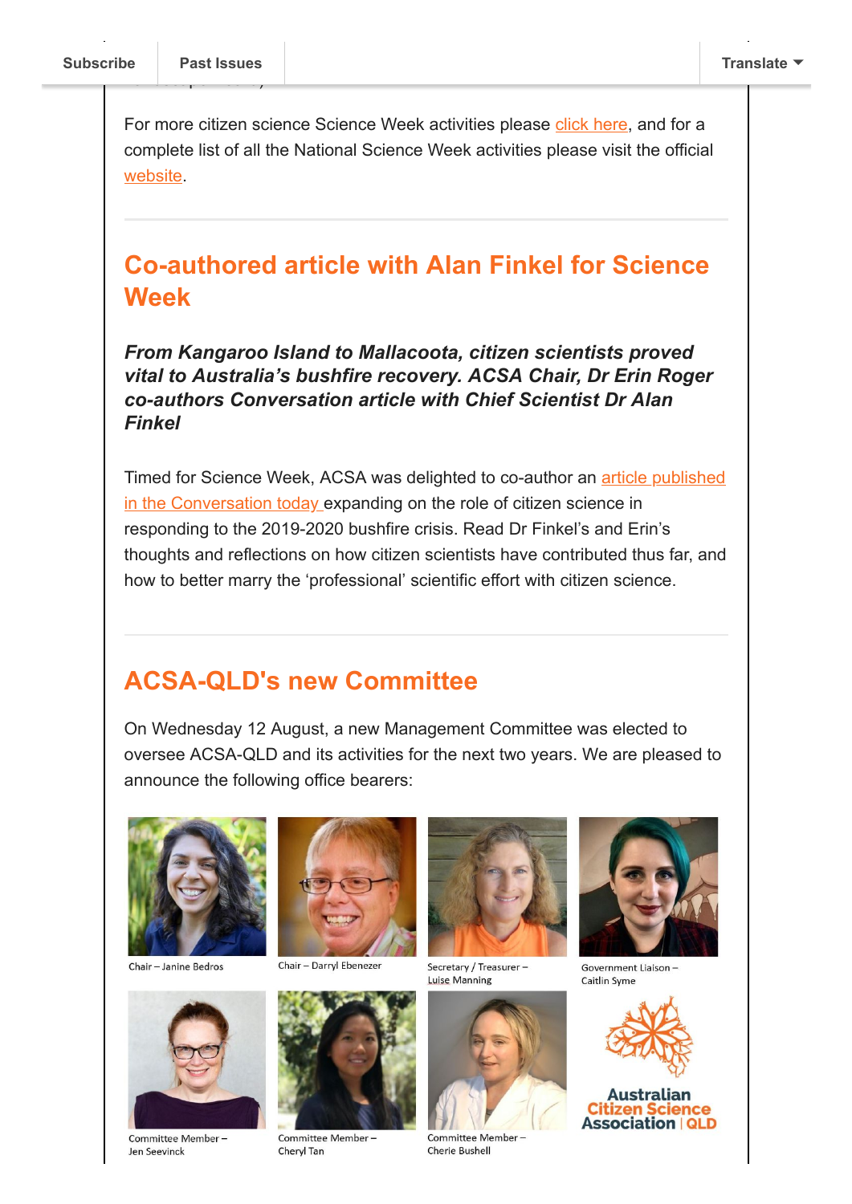For more citizen science Science Week activities please click here, and for a complete list of all the National Science Week activities please visit the official website.

## Co-authored article with Alan Finkel for Science Week

***From Kangaroo Island to Mallacoota, citizen scientists proved vital to Australia's bushfire recovery. ACSA Chair, Dr Erin Roger co-authors Conversation article with Chief Scientist Dr Alan Finkel***

Timed for Science Week, ACSA was delighted to co-author an article published in the Conversation today expanding on the role of citizen science in responding to the 2019-2020 bushfire crisis. Read Dr Finkel's and Erin's thoughts and reflections on how citizen scientists have contributed thus far, and how to better marry the 'professional' scientific effort with citizen science.

## ACSA-QLD's new Committee

On Wednesday 12 August, a new Management Committee was elected to oversee ACSA-QLD and its activities for the next two years. We are pleased to announce the following office bearers:

Chair – Janine Bedros

Chair – Darryl Ebenezer

Secretary / Treasurer – Luise Manning

Government Liaison – Caitlin Syme

Committee Member – Jen Seevinck

Committee Member – Cheryl Tan

Committee Member – Cherie Bushell

Australian Citizen Science Association | QLD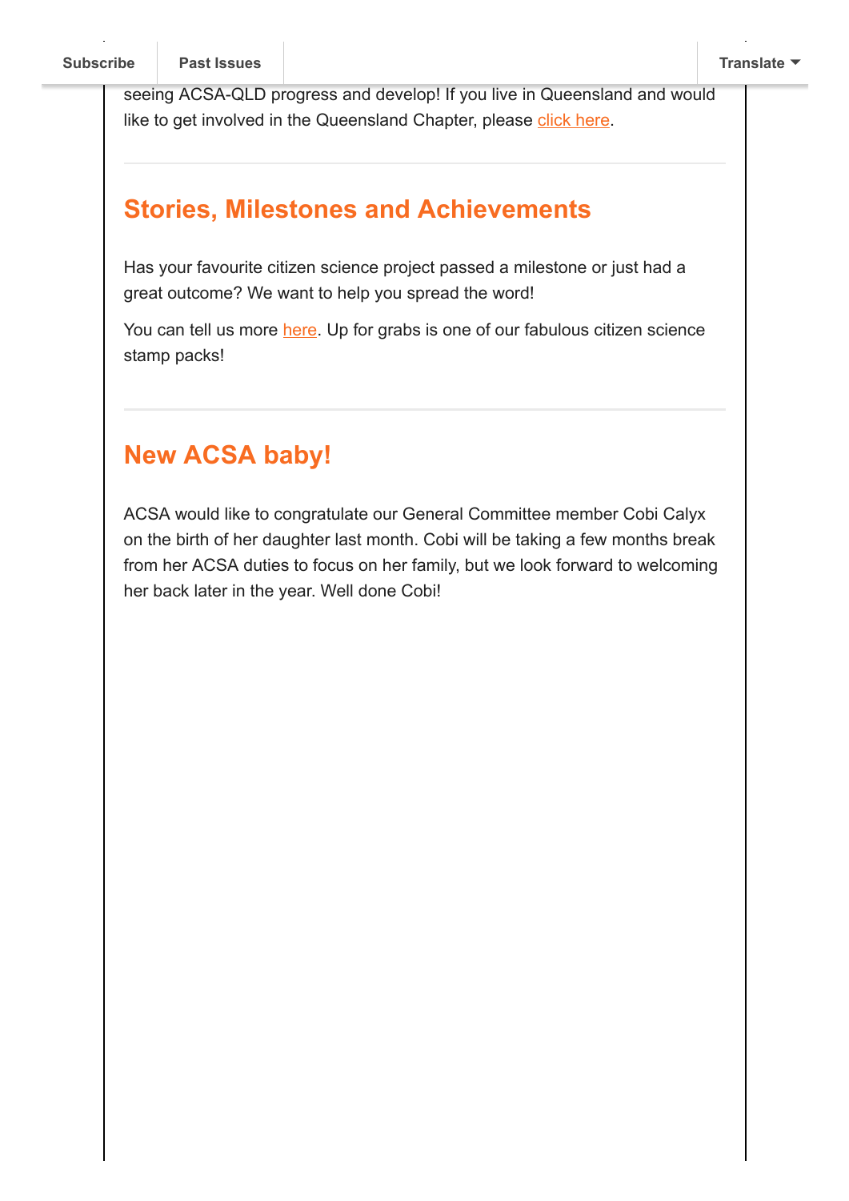seeing ACSA-QLD progress and develop! If you live in Queensland and would like to get involved in the Queensland Chapter, please click here.

## Stories, Milestones and Achievements

Has your favourite citizen science project passed a milestone or just had a great outcome? We want to help you spread the word!

You can tell us more here. Up for grabs is one of our fabulous citizen science stamp packs!

## New ACSA baby!

ACSA would like to congratulate our General Committee member Cobi Calyx on the birth of her daughter last month. Cobi will be taking a few months break from her ACSA duties to focus on her family, but we look forward to welcoming her back later in the year. Well done Cobi!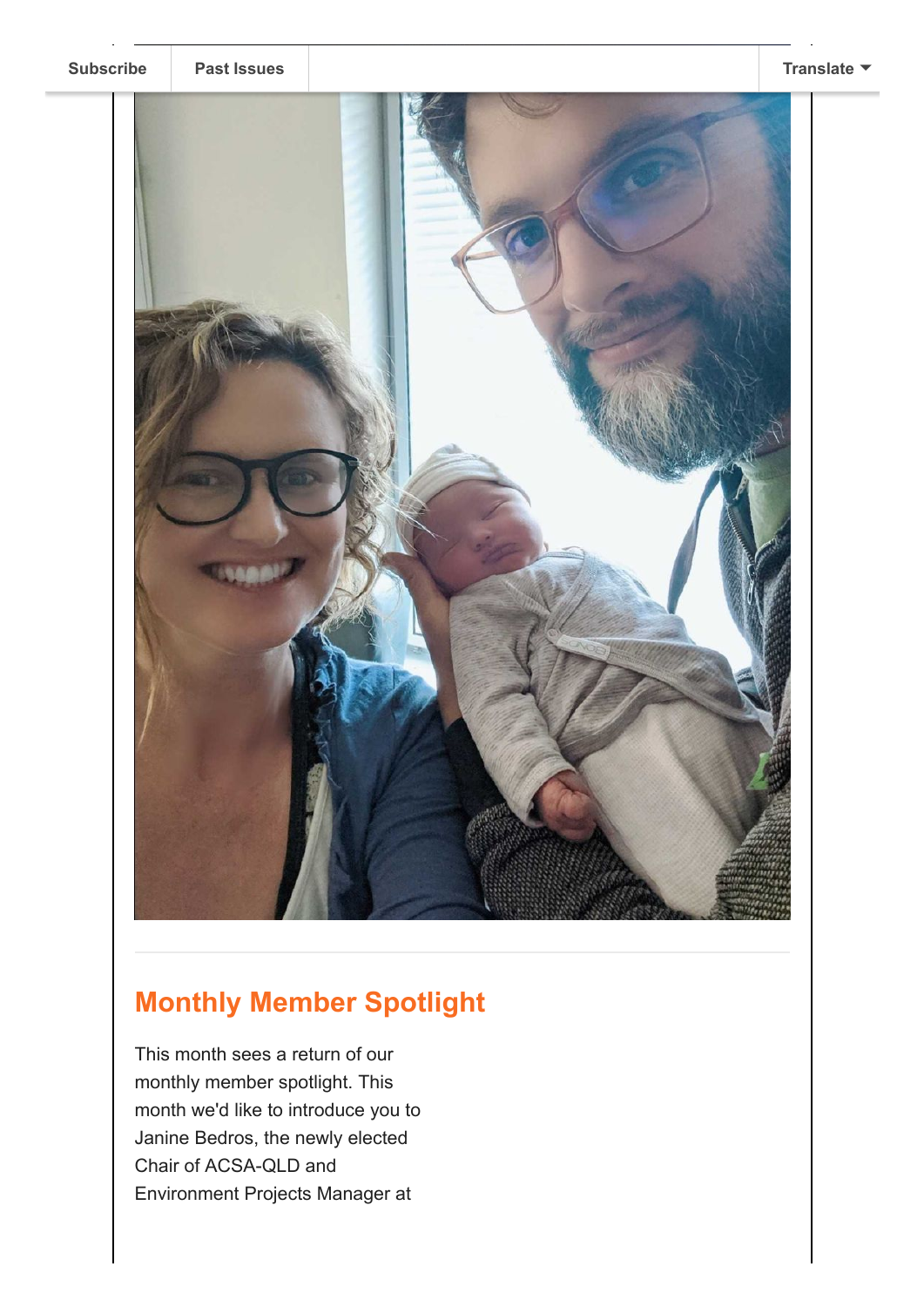## Monthly Member Spotlight

This month sees a return of our monthly member spotlight. This month we'd like to introduce you to Janine Bedros, the newly elected Chair of ACSA-QLD and Environment Projects Manager at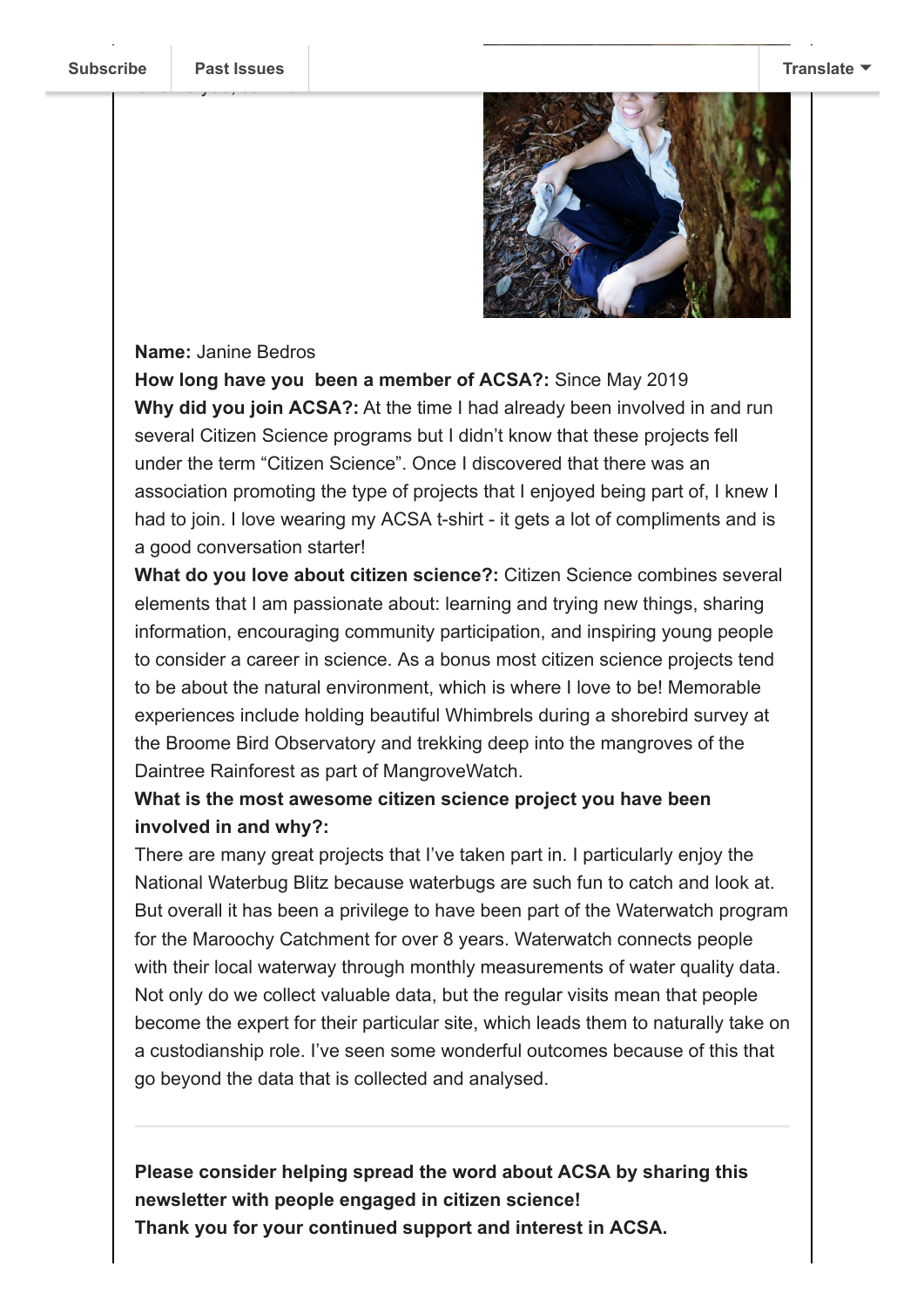**Name:** Janine Bedros

**How long have you been a member of ACSA?:** Since May 2019

**Why did you join ACSA?:** At the time I had already been involved in and run several Citizen Science programs but I didn't know that these projects fell under the term "Citizen Science". Once I discovered that there was an association promoting the type of projects that I enjoyed being part of, I knew I had to join. I love wearing my ACSA t-shirt - it gets a lot of compliments and is a good conversation starter!

**What do you love about citizen science?:** Citizen Science combines several elements that I am passionate about: learning and trying new things, sharing information, encouraging community participation, and inspiring young people to consider a career in science. As a bonus most citizen science projects tend to be about the natural environment, which is where I love to be! Memorable experiences include holding beautiful Whimbrels during a shorebird survey at the Broome Bird Observatory and trekking deep into the mangroves of the Daintree Rainforest as part of MangroveWatch.

**What is the most awesome citizen science project you have been involved in and why?:**

There are many great projects that I've taken part in. I particularly enjoy the National Waterbug Blitz because waterbugs are such fun to catch and look at. But overall it has been a privilege to have been part of the Waterwatch program for the Maroochy Catchment for over 8 years. Waterwatch connects people with their local waterway through monthly measurements of water quality data. Not only do we collect valuable data, but the regular visits mean that people become the expert for their particular site, which leads them to naturally take on a custodianship role. I've seen some wonderful outcomes because of this that go beyond the data that is collected and analysed.

---

**Please consider helping spread the word about ACSA by sharing this newsletter with people engaged in citizen science!**
**Thank you for your continued support and interest in ACSA.**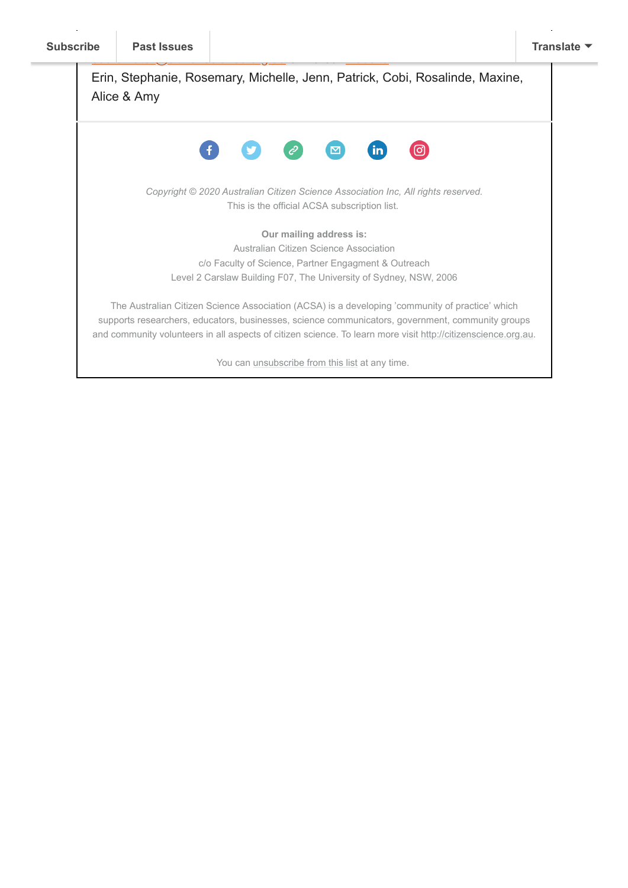Erin, Stephanie, Rosemary, Michelle, Jenn, Patrick, Cobi, Rosalinde, Maxine, Alice & Amy

*Copyright © 2020 Australian Citizen Science Association Inc, All rights reserved.*
This is the official ACSA subscription list.

**Our mailing address is:**
Australian Citizen Science Association
c/o Faculty of Science, Partner Engagment & Outreach
Level 2 Carslaw Building F07, The University of Sydney, NSW, 2006

The Australian Citizen Science Association (ACSA) is a developing 'community of practice' which supports researchers, educators, businesses, science communicators, government, community groups and community volunteers in all aspects of citizen science. To learn more visit http://citizenscience.org.au.

You can unsubscribe from this list at any time.